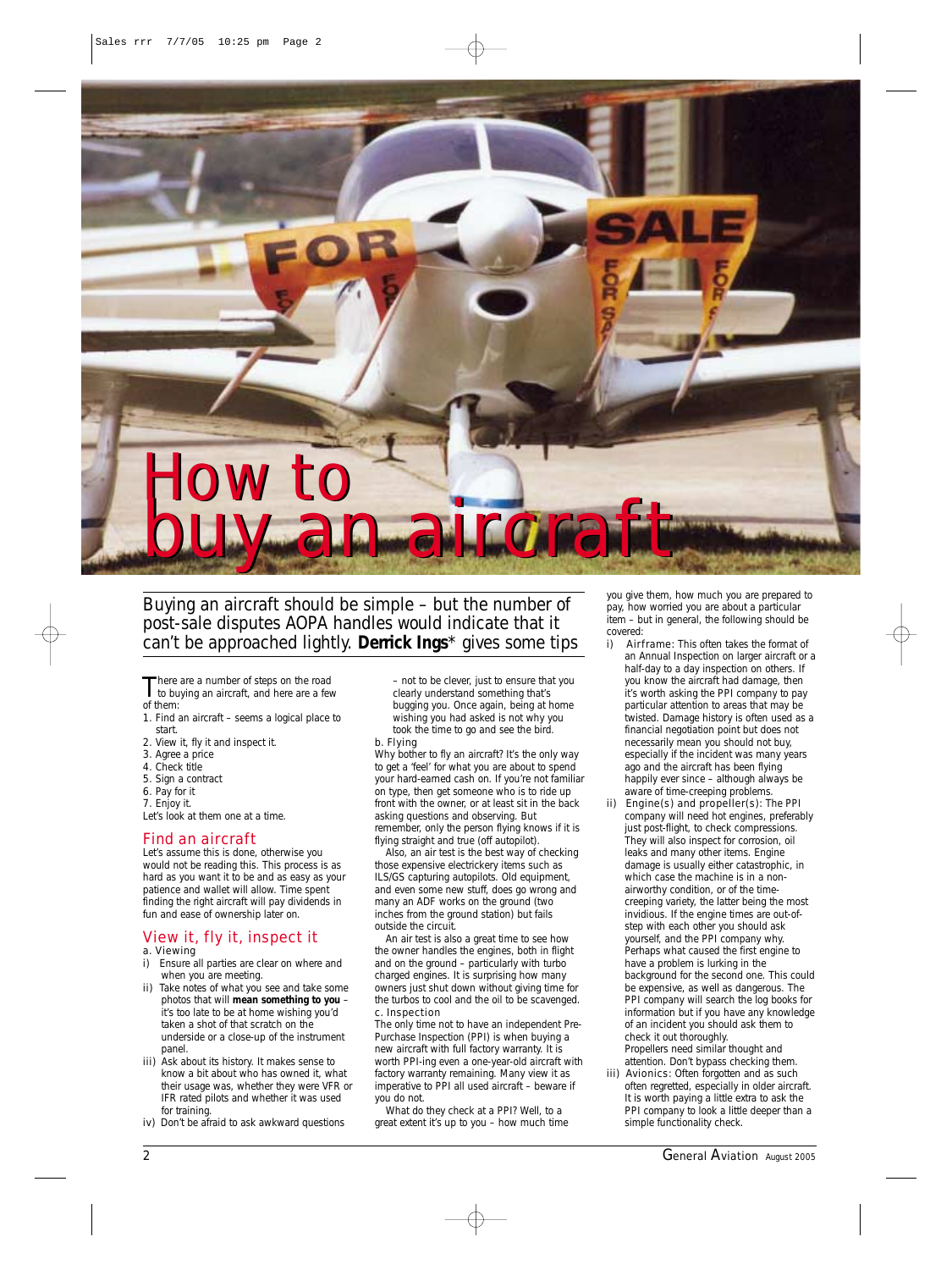# How to buy an aircraft

Buying an aircraft should be simple – but the number of post-sale disputes AOPA handles would indicate that it can't be approached lightly. **Derrick Ings*** gives some tips

There are a number of steps on the road to buying an aircraft, and here are a few of them:

1. Find an aircraft – seems a logical place to start.
2. View it, fly it and inspect it.
3. Agree a price
4. Check title
5. Sign a contract
6. Pay for it
7. Enjoy it.

Let's look at them one at a time.

## Find an aircraft

Let's assume this is done, otherwise you would not be reading this. This process is as hard as you want it to be and as easy as your patience and wallet will allow. Time spent finding the right aircraft will pay dividends in fun and ease of ownership later on.

## View it, fly it, inspect it

a. Viewing

- i) Ensure all parties are clear on where and when you are meeting.
- ii) Take notes of what you see and take some photos that will **mean something to you** – it's too late to be at home wishing you'd taken a shot of that scratch on the underside or a close-up of the instrument panel.
- iii) Ask about its history. It makes sense to know a bit about who has owned it, what their usage was, whether they were VFR or IFR rated pilots and whether it was used for training.
- iv) Don't be afraid to ask awkward questions – not to be clever, just to ensure that you clearly understand something that's bugging you. Once again, being at home wishing you had asked is not why you took the time to go and see the bird.

b. Flying

Why bother to fly an aircraft? It's the only way to get a 'feel' for what you are about to spend your hard-earned cash on. If you're not familiar on type, then get someone who is to ride up front with the owner, or at least sit in the back asking questions and observing. But remember, only the person flying knows if it is flying straight and true (off autopilot).

Also, an air test is the best way of checking those expensive electrickery items such as ILS/GS capturing autopilots. Old equipment, and even some new stuff, does go wrong and many an ADF works on the ground (two inches from the ground station) but fails outside the circuit.

An air test is also a great time to see how the owner handles the engines, both in flight and on the ground – particularly with turbo charged engines. It is surprising how many owners just shut down without giving time for the turbos to cool and the oil to be scavenged.

c. Inspection

The only time not to have an independent Pre-Purchase Inspection (PPI) is when buying a new aircraft with full factory warranty. It is worth PPI-ing even a one-year-old aircraft with factory warranty remaining. Many view it as imperative to PPI all used aircraft – beware if you do not.

What do they check at a PPI? Well, to a great extent it's up to you – how much time you give them, how much you are prepared to pay, how worried you are about a particular item – but in general, the following should be covered:

- i) Airframe: This often takes the format of an Annual Inspection on larger aircraft or a half-day to a day inspection on others. If you know the aircraft had damage, then it's worth asking the PPI company to pay particular attention to areas that may be twisted. Damage history is often used as a financial negotiation point but does not necessarily mean you should not buy, especially if the incident was many years ago and the aircraft has been flying happily ever since – although always be aware of time-creeping problems.
- ii) Engine(s) and propeller(s): The PPI company will need hot engines, preferably just post-flight, to check compressions. They will also inspect for corrosion, oil leaks and many other items. Engine damage is usually either catastrophic, in which case the machine is in a non-airworthy condition, or of the time-creeping variety, the latter being the most invidious. If the engine times are out-of-step with each other you should ask yourself, and the PPI company why. Perhaps what caused the first engine to have a problem is lurking in the background for the second one. This could be expensive, as well as dangerous. The PPI company will search the log books for information but if you have any knowledge of an incident you should ask them to check it out thoroughly.
  Propellers need similar thought and attention. Don't bypass checking them.
- iii) Avionics: Often forgotten and as such often regretted, especially in older aircraft. It is worth paying a little extra to ask the PPI company to look a little deeper than a simple functionality check.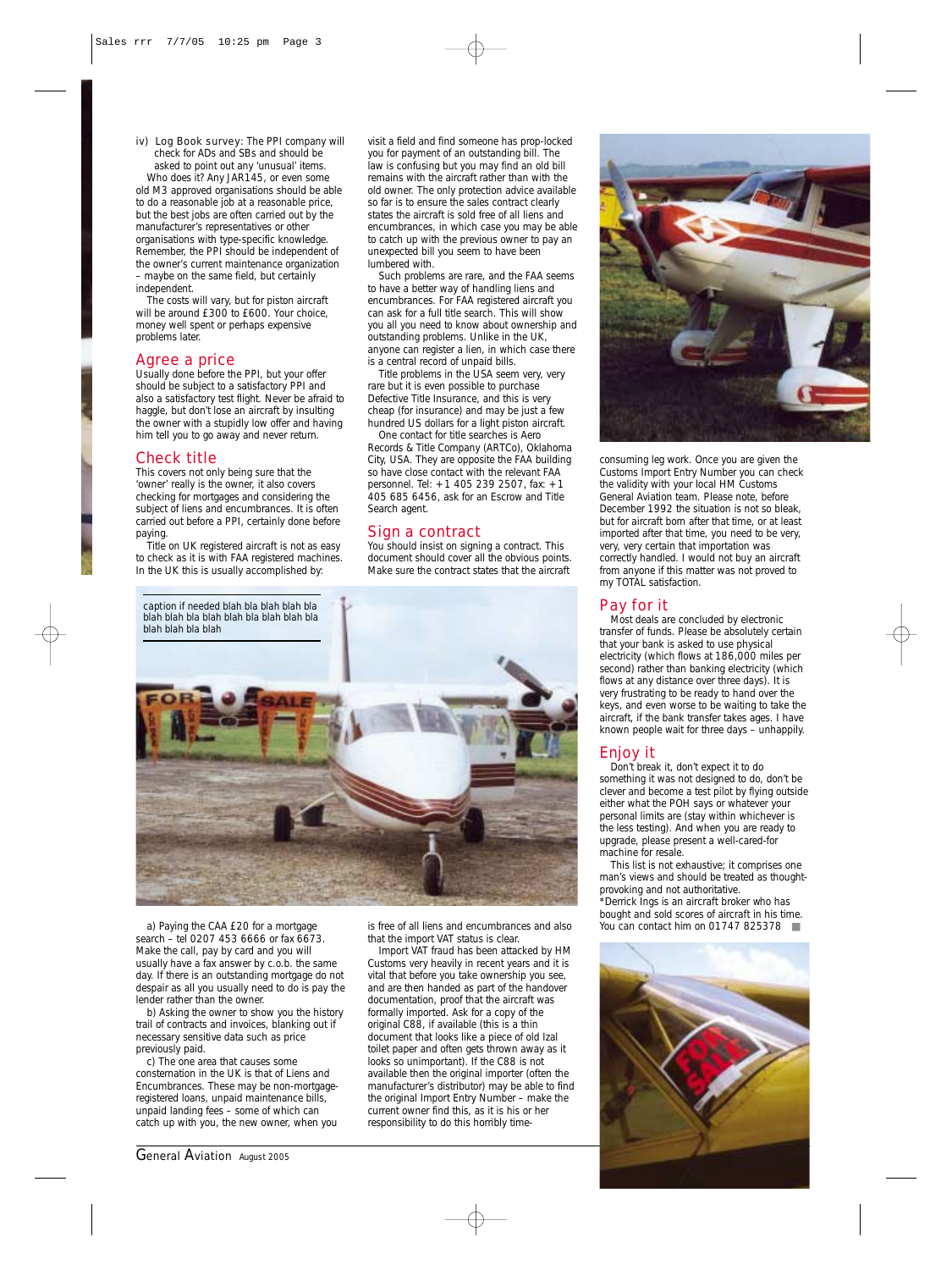iv) Log Book survey: The PPI company will check for ADs and SBs and should be asked to point out any 'unusual' items.

Who does it? Any JAR145, or even some old M3 approved organisations should be able to do a reasonable job at a reasonable price, but the best jobs are often carried out by the manufacturer's representatives or other organisations with type-specific knowledge. Remember, the PPI should be independent of the owner's current maintenance organization – maybe on the same field, but certainly independent.

The costs will vary, but for piston aircraft will be around £300 to £600. Your choice, money well spent or perhaps expensive problems later.

## Agree a price

Usually done before the PPI, but your offer should be subject to a satisfactory PPI and also a satisfactory test flight. Never be afraid to haggle, but don't lose an aircraft by insulting the owner with a stupidly low offer and having him tell you to go away and never return.

## Check title

This covers not only being sure that the 'owner' really is the owner, it also covers checking for mortgages and considering the subject of liens and encumbrances. It is often carried out before a PPI, certainly done before paying.

Title on UK registered aircraft is not as easy to check as it is with FAA registered machines. In the UK this is usually accomplished by:

a) Paying the CAA £20 for a mortgage search – tel 0207 453 6666 or fax 6673. Make the call, pay by card and you will usually have a fax answer by c.o.b. the same day. If there is an outstanding mortgage do not despair as all you usually need to do is pay the lender rather than the owner.

b) Asking the owner to show you the history trail of contracts and invoices, blanking out if necessary sensitive data such as price previously paid.

c) The one area that causes some consternation in the UK is that of Liens and Encumbrances. These may be non-mortgage-registered loans, unpaid maintenance bills, unpaid landing fees – some of which can catch up with you, the new owner, when you visit a field and find someone has prop-locked you for payment of an outstanding bill. The law is confusing but you may find an old bill remains with the aircraft rather than with the old owner. The only protection advice available so far is to ensure the sales contract clearly states the aircraft is sold free of all liens and encumbrances, in which case you may be able to catch up with the previous owner to pay an unexpected bill you seem to have been lumbered with.

Such problems are rare, and the FAA seems to have a better way of handling liens and encumbrances. For FAA registered aircraft you can ask for a full title search. This will show you all you need to know about ownership and outstanding problems. Unlike in the UK, anyone can register a lien, in which case there is a central record of unpaid bills.

Title problems in the USA seem very, very rare but it is even possible to purchase Defective Title Insurance, and this is very cheap (for insurance) and may be just a few hundred US dollars for a light piston aircraft.

One contact for title searches is Aero Records & Title Company (ARTCo), Oklahoma City, USA. They are opposite the FAA building so have close contact with the relevant FAA personnel. Tel: +1 405 239 2507, fax: +1 405 685 6456, ask for an Escrow and Title Search agent.

## Sign a contract

You should insist on signing a contract. This document should cover all the obvious points. Make sure the contract states that the aircraft is free of all liens and encumbrances and also that the import VAT status is clear.

Import VAT fraud has been attacked by HM Customs very heavily in recent years and it is vital that before you take ownership you see, and are then handed as part of the handover documentation, proof that the aircraft was formally imported. Ask for a copy of the original C88, if available (this is a thin document that looks like a piece of old Izal toilet paper and often gets thrown away as it looks so unimportant). If the C88 is not available then the original importer (often the manufacturer's distributor) may be able to find the original Import Entry Number – make the current owner find this, as it is his or her responsibility to do this horribly time-consuming leg work. Once you are given the Customs Import Entry Number you can check the validity with your local HM Customs General Aviation team. Please note, before December 1992 the situation is not so bleak, but for aircraft born after that time, or at least imported after that time, you need to be very, very, very certain that importation was correctly handled. I would not buy an aircraft from anyone if this matter was not proved to my TOTAL satisfaction.

caption if needed blah bla blah blah bla blah blah bla blah blah bla blah blah bla blah blah bla blah

## Pay for it

Most deals are concluded by electronic transfer of funds. Please be absolutely certain that your bank is asked to use physical electricity (which flows at 186,000 miles per second) rather than banking electricity (which flows at any distance over three days). It is very frustrating to be ready to hand over the keys, and even worse to be waiting to take the aircraft, if the bank transfer takes ages. I have known people wait for three days – unhappily.

## Enjoy it

Don't break it, don't expect it to do something it was not designed to do, don't be clever and become a test pilot by flying outside either what the POH says or whatever your personal limits are (stay within whichever is the less testing). And when you are ready to upgrade, please present a well-cared-for machine for resale.

This list is not exhaustive; it comprises one man's views and should be treated as thought-provoking and not authoritative.

*Derrick Ings is an aircraft broker who has bought and sold scores of aircraft in his time. You can contact him on 01747 825378